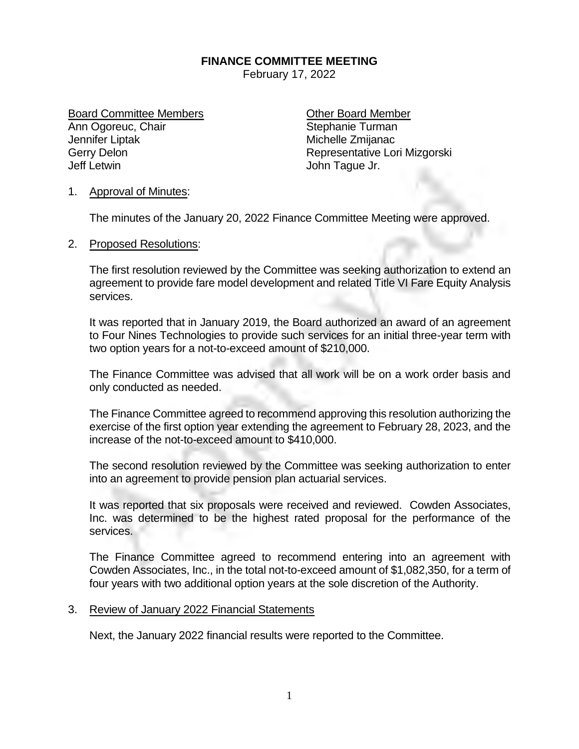# FINANCE COMMITTEE MEETING

February 17, 2022

| Board Committee Members | Other Board Member |
|---|---|
| Ann Ogoreuc, Chair | Stephanie Turman |
| Jennifer Liptak | Michelle Zmijanac |
| Gerry Delon | Representative Lori Mizgorski |
| Jeff Letwin | John Tague Jr. |

1. Approval of Minutes:

   The minutes of the January 20, 2022 Finance Committee Meeting were approved.

2. Proposed Resolutions:

   The first resolution reviewed by the Committee was seeking authorization to extend an agreement to provide fare model development and related Title VI Fare Equity Analysis services.

   It was reported that in January 2019, the Board authorized an award of an agreement to Four Nines Technologies to provide such services for an initial three-year term with two option years for a not-to-exceed amount of $210,000.

   The Finance Committee was advised that all work will be on a work order basis and only conducted as needed.

   The Finance Committee agreed to recommend approving this resolution authorizing the exercise of the first option year extending the agreement to February 28, 2023, and the increase of the not-to-exceed amount to $410,000.

   The second resolution reviewed by the Committee was seeking authorization to enter into an agreement to provide pension plan actuarial services.

   It was reported that six proposals were received and reviewed. Cowden Associates, Inc. was determined to be the highest rated proposal for the performance of the services.

   The Finance Committee agreed to recommend entering into an agreement with Cowden Associates, Inc., in the total not-to-exceed amount of $1,082,350, for a term of four years with two additional option years at the sole discretion of the Authority.

3. Review of January 2022 Financial Statements

   Next, the January 2022 financial results were reported to the Committee.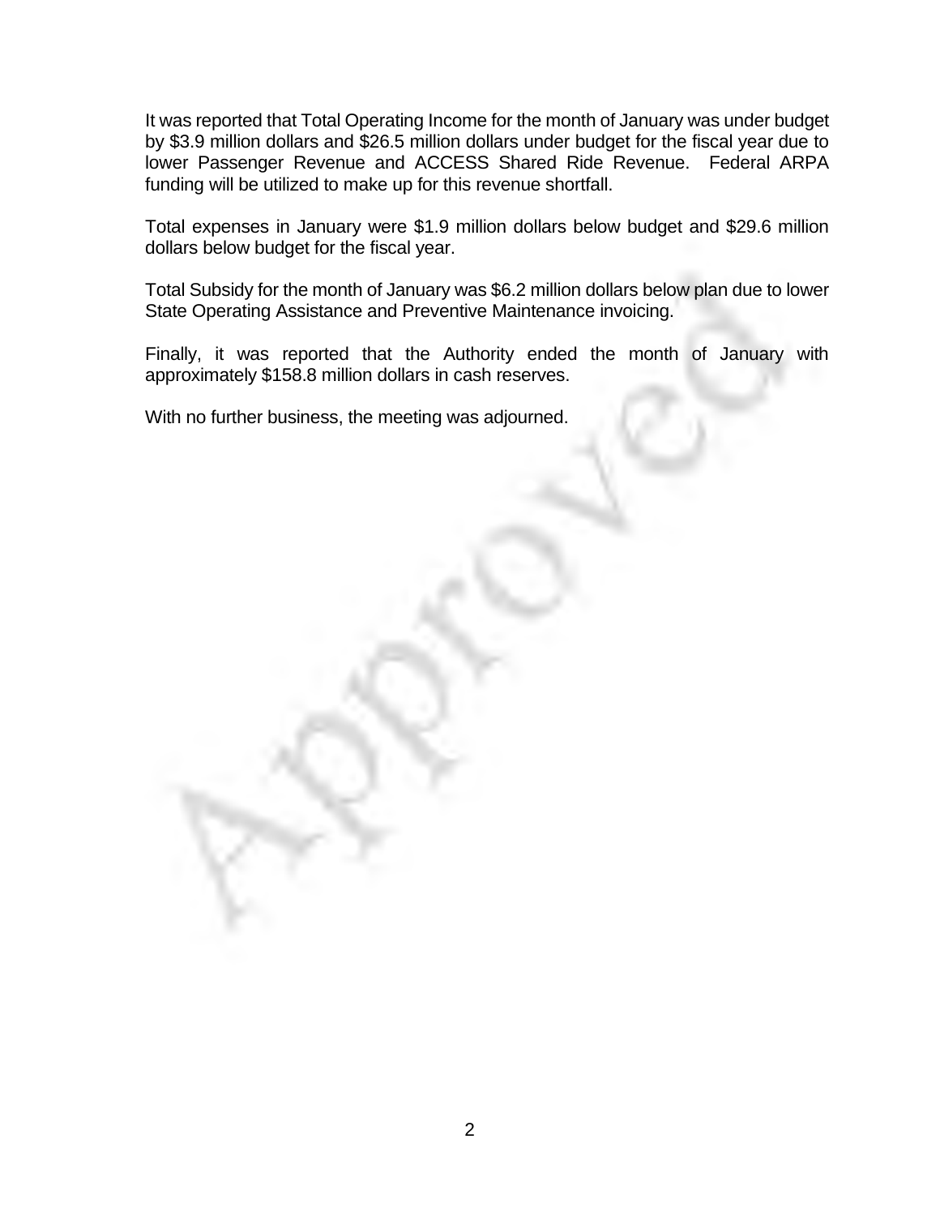It was reported that Total Operating Income for the month of January was under budget by $3.9 million dollars and $26.5 million dollars under budget for the fiscal year due to lower Passenger Revenue and ACCESS Shared Ride Revenue. Federal ARPA funding will be utilized to make up for this revenue shortfall.

Total expenses in January were $1.9 million dollars below budget and $29.6 million dollars below budget for the fiscal year.

Total Subsidy for the month of January was $6.2 million dollars below plan due to lower State Operating Assistance and Preventive Maintenance invoicing.

Finally, it was reported that the Authority ended the month of January with approximately $158.8 million dollars in cash reserves.

With no further business, the meeting was adjourned.